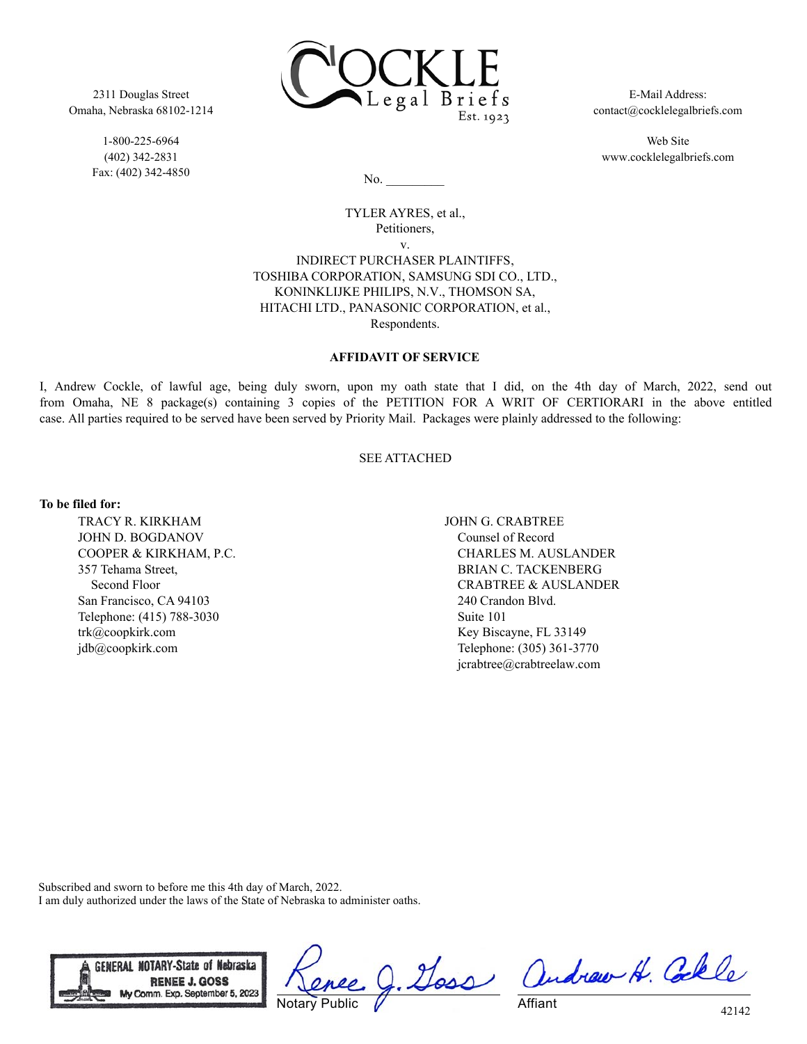2311 Douglas Street
Omaha, Nebraska 68102-1214

1-800-225-6964
(402) 342-2831
Fax: (402) 342-4850

COCKLE Legal Briefs Est. 1923

E-Mail Address:
contact@cocklelegalbriefs.com

Web Site
www.cocklelegalbriefs.com

No. _________

TYLER AYRES, et al.,
Petitioners,
v.
INDIRECT PURCHASER PLAINTIFFS,
TOSHIBA CORPORATION, SAMSUNG SDI CO., LTD.,
KONINKLIJKE PHILIPS, N.V., THOMSON SA,
HITACHI LTD., PANASONIC CORPORATION, et al.,
Respondents.

**AFFIDAVIT OF SERVICE**

I, Andrew Cockle, of lawful age, being duly sworn, upon my oath state that I did, on the 4th day of March, 2022, send out from Omaha, NE 8 package(s) containing 3 copies of the PETITION FOR A WRIT OF CERTIORARI in the above entitled case. All parties required to be served have been served by Priority Mail. Packages were plainly addressed to the following:

SEE ATTACHED

**To be filed for:**

TRACY R. KIRKHAM
JOHN D. BOGDANOV
COOPER & KIRKHAM, P.C.
357 Tehama Street,
Second Floor
San Francisco, CA 94103
Telephone: (415) 788-3030
trk@coopkirk.com
jdb@coopkirk.com

JOHN G. CRABTREE
Counsel of Record
CHARLES M. AUSLANDER
BRIAN C. TACKENBERG
CRABTREE & AUSLANDER
240 Crandon Blvd.
Suite 101
Key Biscayne, FL 33149
Telephone: (305) 361-3770
jcrabtree@crabtreelaw.com

Subscribed and sworn to before me this 4th day of March, 2022.
I am duly authorized under the laws of the State of Nebraska to administer oaths.

GENERAL NOTARY-State of Nebraska
RENEE J. GOSS
My Comm. Exp. September 5, 2023

Renee J. Goss
Notary Public

Andrew H. Cockle
Affiant

42142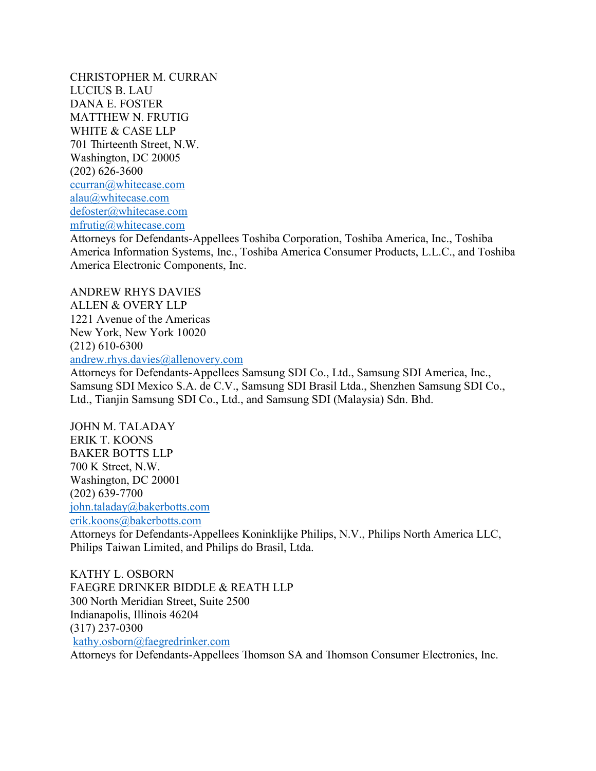CHRISTOPHER M. CURRAN
LUCIUS B. LAU
DANA E. FOSTER
MATTHEW N. FRUTIG
WHITE & CASE LLP
701 Thirteenth Street, N.W.
Washington, DC 20005
(202) 626-3600
ccurran@whitecase.com
alau@whitecase.com
defoster@whitecase.com
mfrutig@whitecase.com
Attorneys for Defendants-Appellees Toshiba Corporation, Toshiba America, Inc., Toshiba America Information Systems, Inc., Toshiba America Consumer Products, L.L.C., and Toshiba America Electronic Components, Inc.

ANDREW RHYS DAVIES
ALLEN & OVERY LLP
1221 Avenue of the Americas
New York, New York 10020
(212) 610-6300
andrew.rhys.davies@allenovery.com
Attorneys for Defendants-Appellees Samsung SDI Co., Ltd., Samsung SDI America, Inc., Samsung SDI Mexico S.A. de C.V., Samsung SDI Brasil Ltda., Shenzhen Samsung SDI Co., Ltd., Tianjin Samsung SDI Co., Ltd., and Samsung SDI (Malaysia) Sdn. Bhd.

JOHN M. TALADAY
ERIK T. KOONS
BAKER BOTTS LLP
700 K Street, N.W.
Washington, DC 20001
(202) 639-7700
john.taladay@bakerbotts.com
erik.koons@bakerbotts.com
Attorneys for Defendants-Appellees Koninklijke Philips, N.V., Philips North America LLC, Philips Taiwan Limited, and Philips do Brasil, Ltda.

KATHY L. OSBORN
FAEGRE DRINKER BIDDLE & REATH LLP
300 North Meridian Street, Suite 2500
Indianapolis, Illinois 46204
(317) 237-0300
kathy.osborn@faegredrinker.com
Attorneys for Defendants-Appellees Thomson SA and Thomson Consumer Electronics, Inc.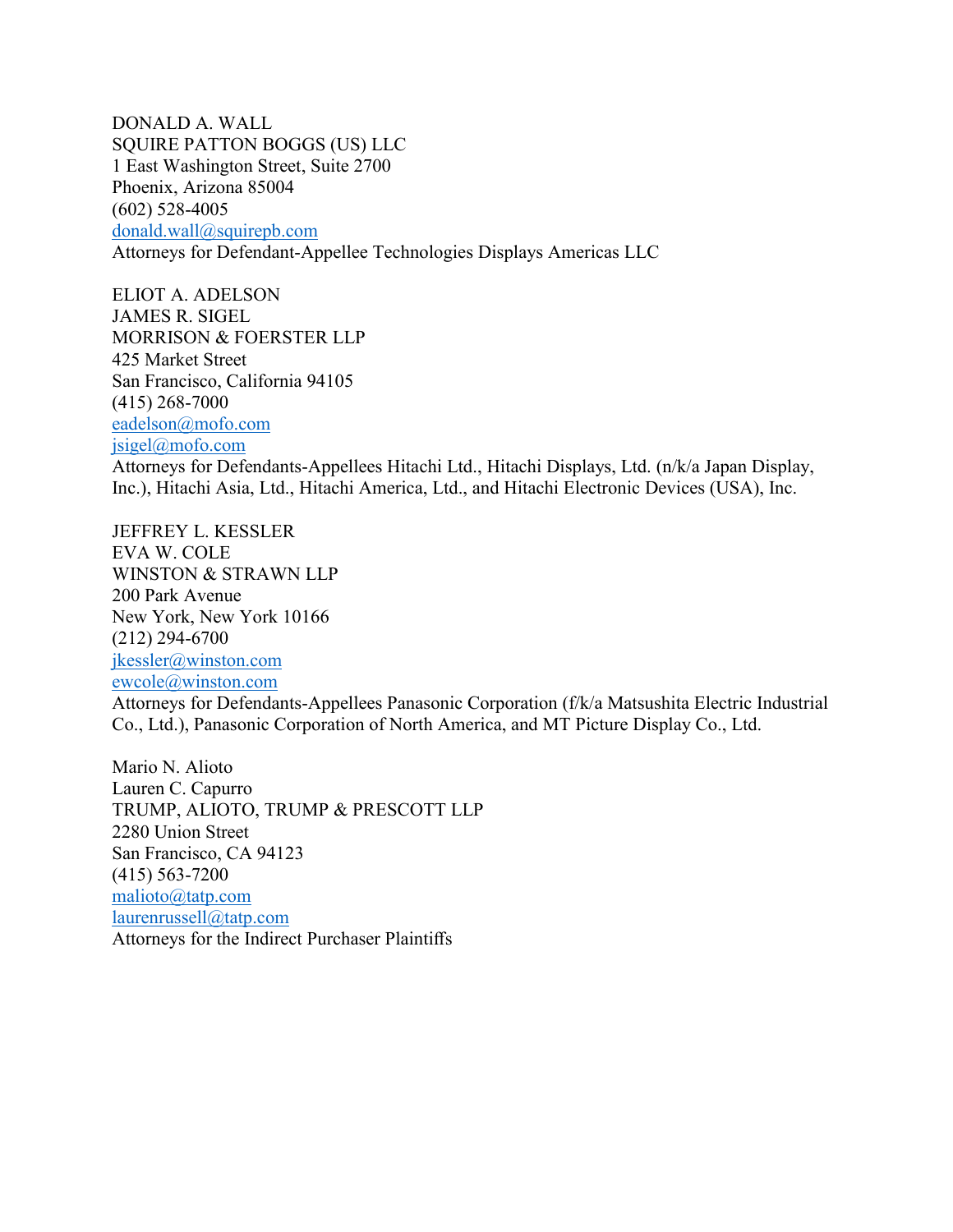DONALD A. WALL
SQUIRE PATTON BOGGS (US) LLC
1 East Washington Street, Suite 2700
Phoenix, Arizona 85004
(602) 528-4005
donald.wall@squirepb.com
Attorneys for Defendant-Appellee Technologies Displays Americas LLC

ELIOT A. ADELSON
JAMES R. SIGEL
MORRISON & FOERSTER LLP
425 Market Street
San Francisco, California 94105
(415) 268-7000
eadelson@mofo.com
jsigel@mofo.com
Attorneys for Defendants-Appellees Hitachi Ltd., Hitachi Displays, Ltd. (n/k/a Japan Display, Inc.), Hitachi Asia, Ltd., Hitachi America, Ltd., and Hitachi Electronic Devices (USA), Inc.

JEFFREY L. KESSLER
EVA W. COLE
WINSTON & STRAWN LLP
200 Park Avenue
New York, New York 10166
(212) 294-6700
jkessler@winston.com
ewcole@winston.com
Attorneys for Defendants-Appellees Panasonic Corporation (f/k/a Matsushita Electric Industrial Co., Ltd.), Panasonic Corporation of North America, and MT Picture Display Co., Ltd.

Mario N. Alioto
Lauren C. Capurro
TRUMP, ALIOTO, TRUMP & PRESCOTT LLP
2280 Union Street
San Francisco, CA 94123
(415) 563-7200
malioto@tatp.com
laurenrussell@tatp.com
Attorneys for the Indirect Purchaser Plaintiffs